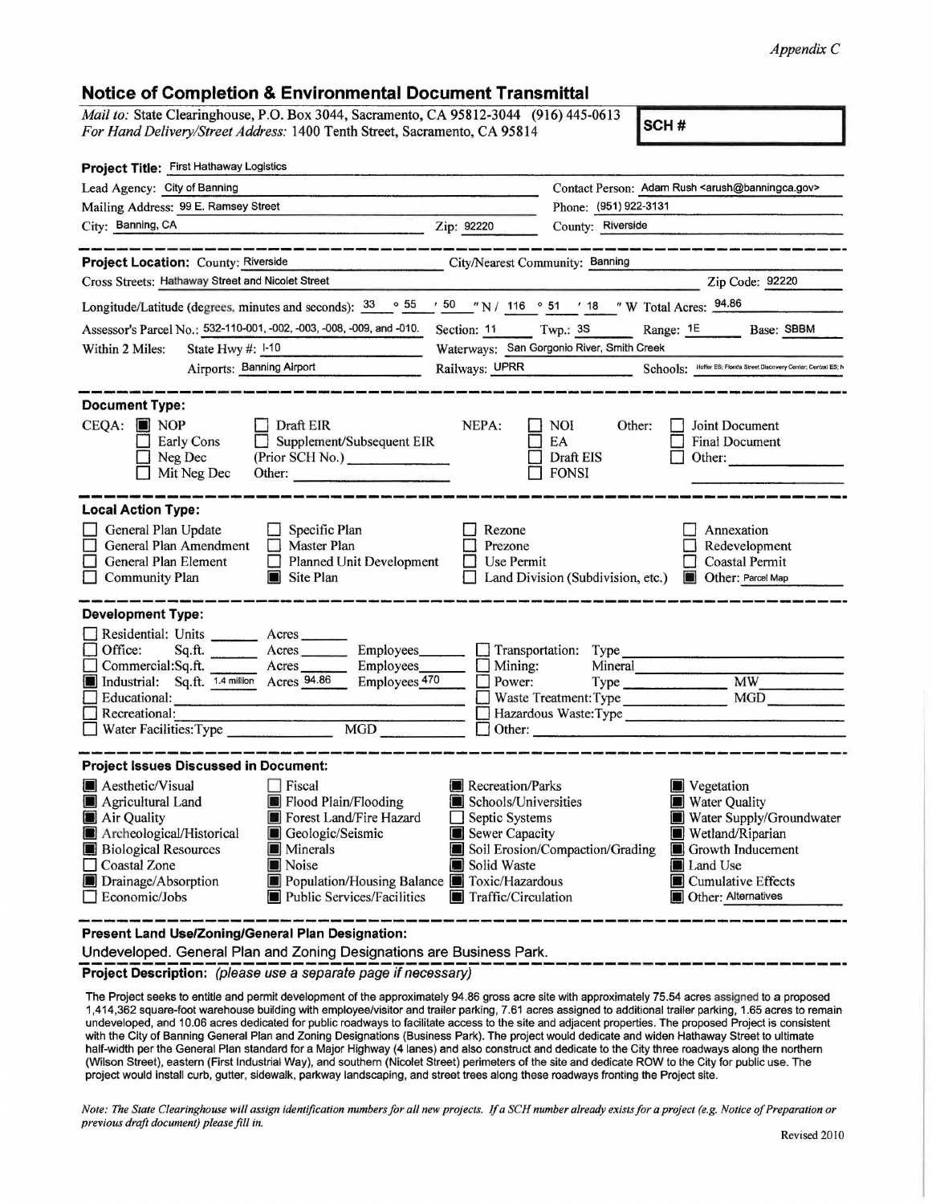*Appendix C*

## Notice of Completion & Environmental Document Transmittal

*Mail to:* State Clearinghouse, P.O. Box 3044, Sacramento, CA 95812-3044 (916) 445-0613
*For Hand Delivery/Street Address:* 1400 Tenth Street, Sacramento, CA 95814

**SCH #**

**Project Title:** First Hathaway Logistics

Lead Agency: City of Banning
Contact Person: Adam Rush <arush@banningca.gov>
Mailing Address: 99 E. Ramsey Street
Phone: (951) 922-3131
City: Banning, CA
Zip: 92220
County: Riverside

---

**Project Location:** County: Riverside
City/Nearest Community: Banning
Cross Streets: Hathaway Street and Nicolet Street
Zip Code: 92220
Longitude/Latitude (degrees, minutes and seconds): 33 ° 55 ′ 50 ″ N / 116 ° 51 ′ 18 ″ W Total Acres: 94.86
Assessor's Parcel No.: 532-110-001, -002, -003, -008, -009, and -010.
Section: 11 Twp.: 3S Range: 1E Base: SBBM
Within 2 Miles: State Hwy #: I-10
Waterways: San Gorgonio River, Smith Creek
Airports: Banning Airport
Railways: UPRR
Schools: Hoffer ES; Florida Street Discovery Center; Central ES; N

---

**Document Type:**

CEQA:
- [x] NOP
- [ ] Early Cons
- [ ] Neg Dec
- [ ] Mit Neg Dec
- [ ] Draft EIR
- [ ] Supplement/Subsequent EIR (Prior SCH No.) ______
- Other: ______

NEPA:
- [ ] NOI
- [ ] EA
- [ ] Draft EIS
- [ ] FONSI

Other:
- [ ] Joint Document
- [ ] Final Document
- [ ] Other: ______

---

**Local Action Type:**

- [ ] General Plan Update
- [ ] General Plan Amendment
- [ ] General Plan Element
- [ ] Community Plan
- [ ] Specific Plan
- [ ] Master Plan
- [ ] Planned Unit Development
- [x] Site Plan
- [ ] Rezone
- [ ] Prezone
- [ ] Use Permit
- [ ] Land Division (Subdivision, etc.)
- [ ] Annexation
- [ ] Redevelopment
- [ ] Coastal Permit
- [x] Other: Parcel Map

---

**Development Type:**

- [ ] Residential: Units ______ Acres ______
- [ ] Office: Sq.ft. ______ Acres ______ Employees ______
- [ ] Commercial: Sq.ft. ______ Acres ______ Employees ______
- [x] Industrial: Sq.ft. 1.4 million Acres 94.86 Employees 470
- [ ] Educational: ______
- [ ] Recreational: ______
- [ ] Water Facilities: Type ______ MGD ______
- [ ] Transportation: Type ______
- [ ] Mining: Mineral ______
- [ ] Power: Type ______ MW ______
- [ ] Waste Treatment: Type ______ MGD ______
- [ ] Hazardous Waste: Type ______
- [ ] Other: ______

---

**Project Issues Discussed in Document:**

- [x] Aesthetic/Visual
- [x] Agricultural Land
- [x] Air Quality
- [x] Archeological/Historical
- [x] Biological Resources
- [ ] Coastal Zone
- [x] Drainage/Absorption
- [ ] Economic/Jobs
- [ ] Fiscal
- [x] Flood Plain/Flooding
- [x] Forest Land/Fire Hazard
- [x] Geologic/Seismic
- [x] Minerals
- [x] Noise
- [x] Population/Housing Balance
- [x] Public Services/Facilities
- [x] Recreation/Parks
- [x] Schools/Universities
- [ ] Septic Systems
- [x] Sewer Capacity
- [x] Soil Erosion/Compaction/Grading
- [x] Solid Waste
- [x] Toxic/Hazardous
- [x] Traffic/Circulation
- [x] Vegetation
- [x] Water Quality
- [x] Water Supply/Groundwater
- [x] Wetland/Riparian
- [x] Growth Inducement
- [x] Land Use
- [x] Cumulative Effects
- [x] Other: Alternatives

---

**Present Land Use/Zoning/General Plan Designation:**

Undeveloped. General Plan and Zoning Designations are Business Park.

---

**Project Description:** *(please use a separate page if necessary)*

The Project seeks to entitle and permit development of the approximately 94.86 gross acre site with approximately 75.54 acres assigned to a proposed 1,414,362 square-foot warehouse building with employee/visitor and trailer parking, 7.61 acres assigned to additional trailer parking, 1.65 acres to remain undeveloped, and 10.06 acres dedicated for public roadways to facilitate access to the site and adjacent properties. The proposed Project is consistent with the City of Banning General Plan and Zoning Designations (Business Park). The project would dedicate and widen Hathaway Street to ultimate half-width per the General Plan standard for a Major Highway (4 lanes) and also construct and dedicate to the City three roadways along the northern (Wilson Street), eastern (First Industrial Way), and southern (Nicolet Street) perimeters of the site and dedicate ROW to the City for public use. The project would install curb, gutter, sidewalk, parkway landscaping, and street trees along these roadways fronting the Project site.

*Note: The State Clearinghouse will assign identification numbers for all new projects. If a SCH number already exists for a project (e.g. Notice of Preparation or previous draft document) please fill in.*

Revised 2010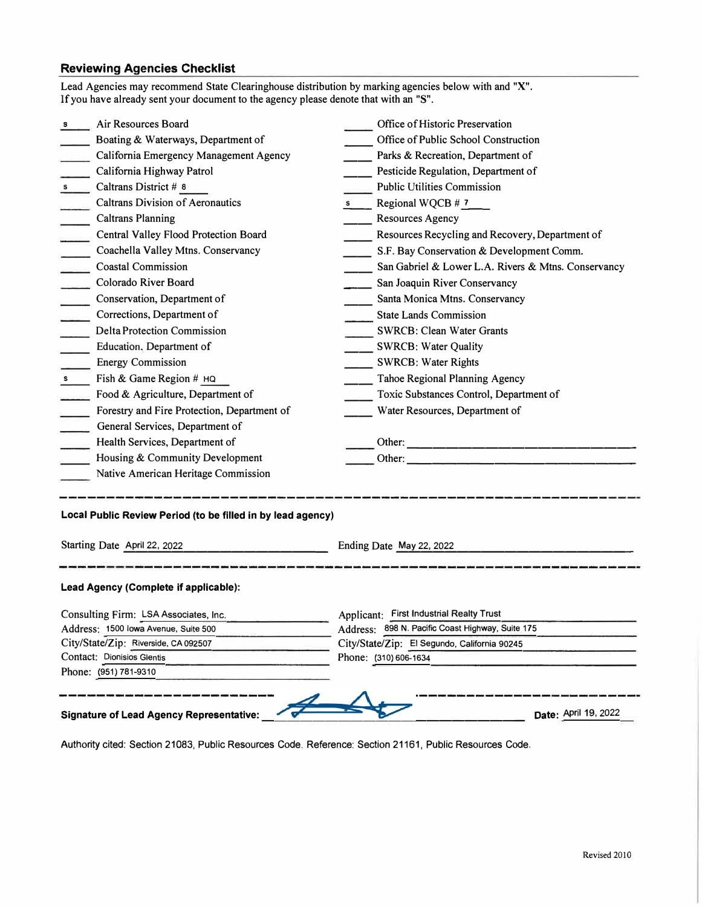## Reviewing Agencies Checklist

Lead Agencies may recommend State Clearinghouse distribution by marking agencies below with and "X".
If you have already sent your document to the agency please denote that with an "S".

| | | | |
|---|---|---|---|
| s | Air Resources Board | | Office of Historic Preservation |
| | Boating & Waterways, Department of | | Office of Public School Construction |
| | California Emergency Management Agency | | Parks & Recreation, Department of |
| | California Highway Patrol | | Pesticide Regulation, Department of |
| s | Caltrans District # 8 | | Public Utilities Commission |
| | Caltrans Division of Aeronautics | s | Regional WQCB # 7 |
| | Caltrans Planning | | Resources Agency |
| | Central Valley Flood Protection Board | | Resources Recycling and Recovery, Department of |
| | Coachella Valley Mtns. Conservancy | | S.F. Bay Conservation & Development Comm. |
| | Coastal Commission | | San Gabriel & Lower L.A. Rivers & Mtns. Conservancy |
| | Colorado River Board | | San Joaquin River Conservancy |
| | Conservation, Department of | | Santa Monica Mtns. Conservancy |
| | Corrections, Department of | | State Lands Commission |
| | Delta Protection Commission | | SWRCB: Clean Water Grants |
| | Education, Department of | | SWRCB: Water Quality |
| | Energy Commission | | SWRCB: Water Rights |
| s | Fish & Game Region # HQ | | Tahoe Regional Planning Agency |
| | Food & Agriculture, Department of | | Toxic Substances Control, Department of |
| | Forestry and Fire Protection, Department of | | Water Resources, Department of |
| | General Services, Department of | | |
| | Health Services, Department of | | Other: |
| | Housing & Community Development | | Other: |
| | Native American Heritage Commission | | |

---

**Local Public Review Period (to be filled in by lead agency)**

Starting Date April 22, 2022 Ending Date May 22, 2022

---

**Lead Agency (Complete if applicable):**

Consulting Firm: LSA Associates, Inc.
Address: 1500 Iowa Avenue, Suite 500
City/State/Zip: Riverside, CA 092507
Contact: Dionisios Glentis
Phone: (951) 781-9310

Applicant: First Industrial Realty Trust
Address: 898 N. Pacific Coast Highway, Suite 175
City/State/Zip: El Segundo, California 90245
Phone: (310) 606-1634

---

**Signature of Lead Agency Representative:** **Date:** April 19, 2022

Authority cited: Section 21083, Public Resources Code. Reference: Section 21161, Public Resources Code.

Revised 2010